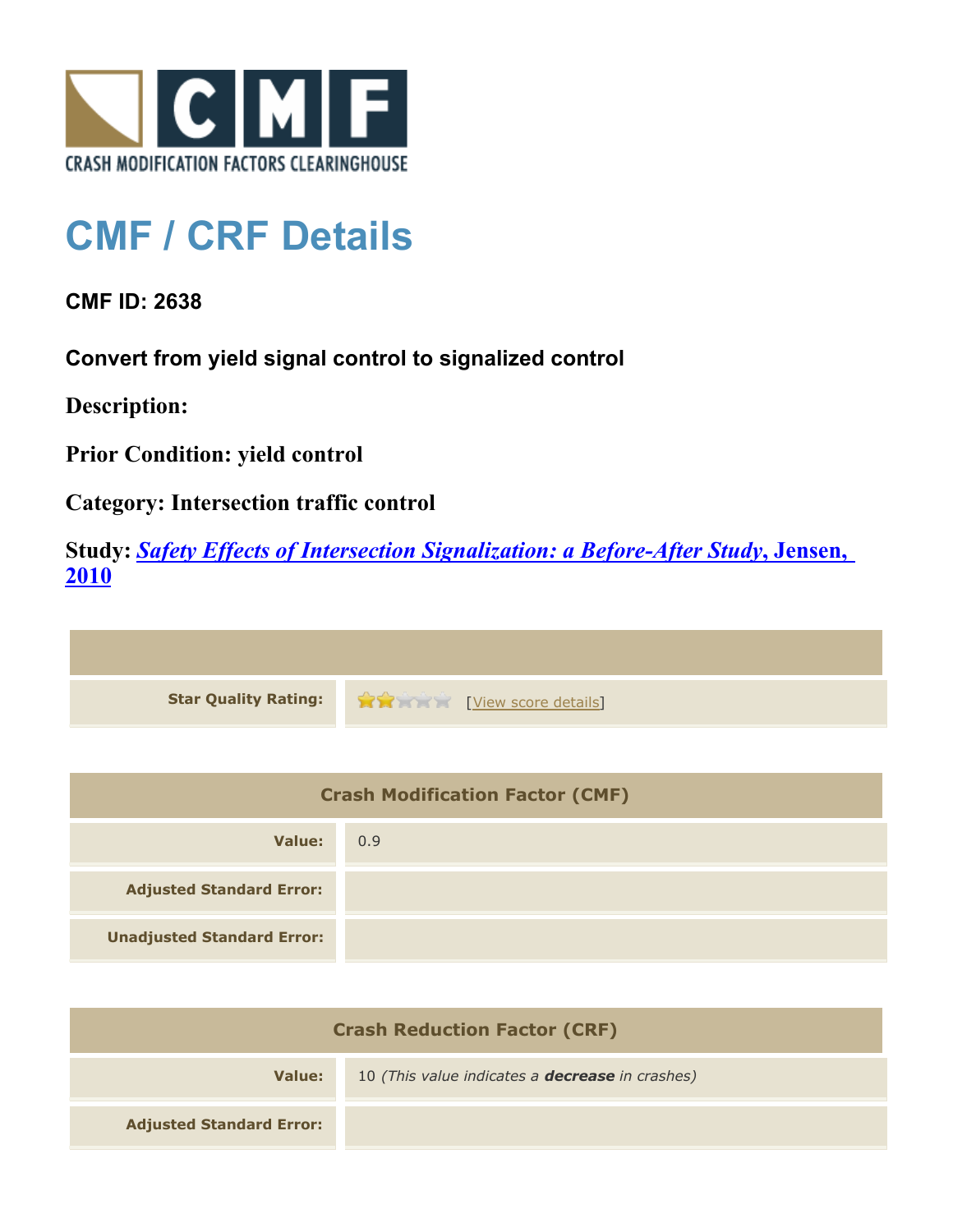# CMF / CRF Details

**CMF ID: 2638**

**Convert from yield signal control to signalized control**

**Description:**

**Prior Condition: yield control**

**Category: Intersection traffic control**

**Study:** ***Safety Effects of Intersection Signalization: a Before-After Study*****, Jensen, 2010**

| | |
|---|---|
| **Star Quality Rating:** | [View score details] |

| Crash Modification Factor (CMF) | |
|---|---|
| **Value:** | 0.9 |
| **Adjusted Standard Error:** | |
| **Unadjusted Standard Error:** | |

| Crash Reduction Factor (CRF) | |
|---|---|
| **Value:** | 10 *(This value indicates a **decrease** in crashes)* |
| **Adjusted Standard Error:** | |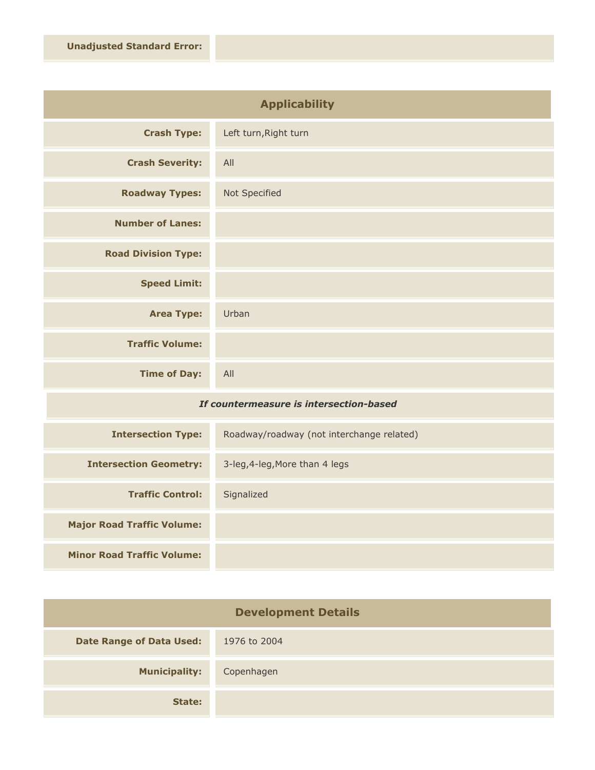| | |
|---|---|
| **Unadjusted Standard Error:** | |

## Applicability

| | |
|---|---|
| **Crash Type:** | Left turn,Right turn |
| **Crash Severity:** | All |
| **Roadway Types:** | Not Specified |
| **Number of Lanes:** | |
| **Road Division Type:** | |
| **Speed Limit:** | |
| **Area Type:** | Urban |
| **Traffic Volume:** | |
| **Time of Day:** | All |

***If countermeasure is intersection-based***

| | |
|---|---|
| **Intersection Type:** | Roadway/roadway (not interchange related) |
| **Intersection Geometry:** | 3-leg,4-leg,More than 4 legs |
| **Traffic Control:** | Signalized |
| **Major Road Traffic Volume:** | |
| **Minor Road Traffic Volume:** | |

## Development Details

| | |
|---|---|
| **Date Range of Data Used:** | 1976 to 2004 |
| **Municipality:** | Copenhagen |
| **State:** | |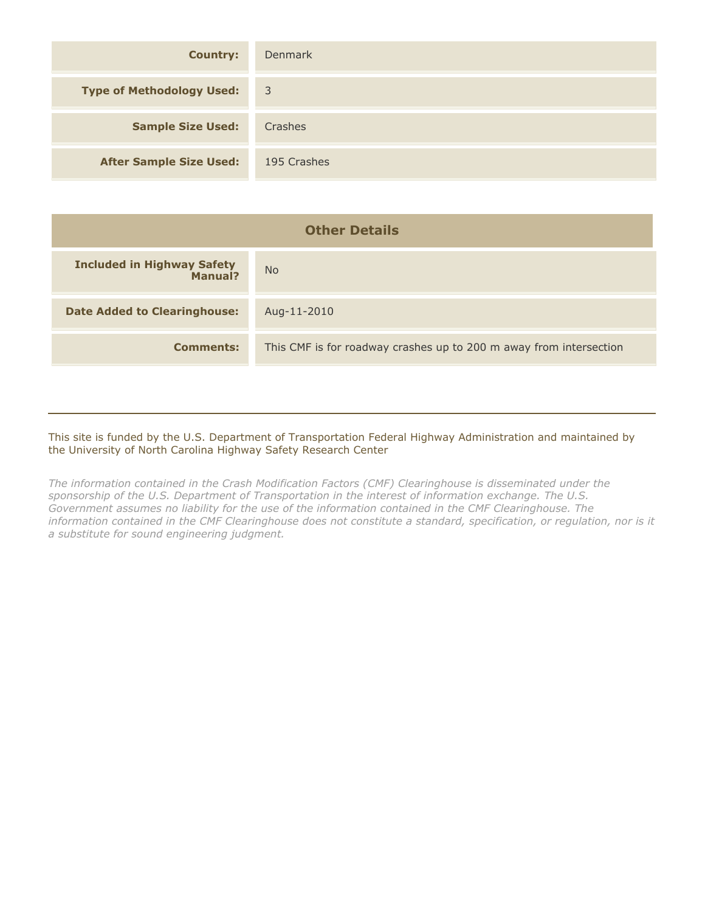| | |
|---|---|
| **Country:** | Denmark |
| **Type of Methodology Used:** | 3 |
| **Sample Size Used:** | Crashes |
| **After Sample Size Used:** | 195 Crashes |

## Other Details

| | |
|---|---|
| **Included in Highway Safety Manual?** | No |
| **Date Added to Clearinghouse:** | Aug-11-2010 |
| **Comments:** | This CMF is for roadway crashes up to 200 m away from intersection |

---

This site is funded by the U.S. Department of Transportation Federal Highway Administration and maintained by the University of North Carolina Highway Safety Research Center

*The information contained in the Crash Modification Factors (CMF) Clearinghouse is disseminated under the sponsorship of the U.S. Department of Transportation in the interest of information exchange. The U.S. Government assumes no liability for the use of the information contained in the CMF Clearinghouse. The information contained in the CMF Clearinghouse does not constitute a standard, specification, or regulation, nor is it a substitute for sound engineering judgment.*